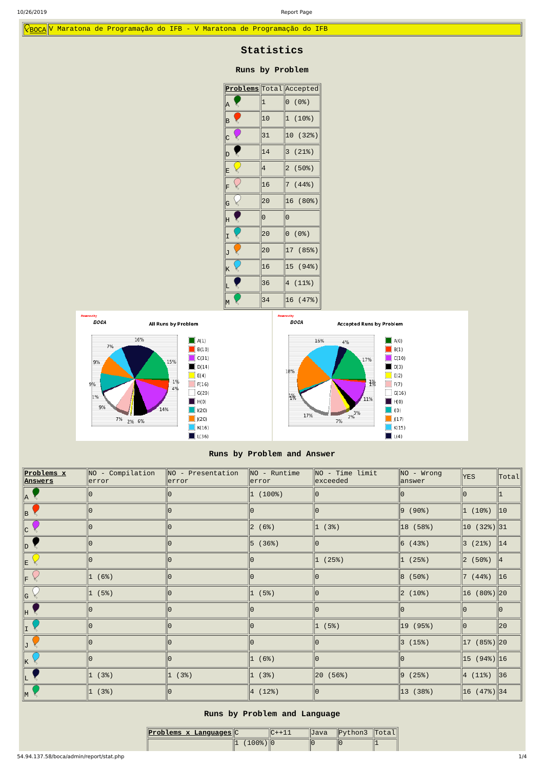BOCA V Maratona de Programação do IFB - V Maratona de Programação do IFB

# Statistics

## Runs by Problem

| Problems | Total | Accepted |
|---|---|---|
| A | 1 | 0 (0%) |
| B | 10 | 1 (10%) |
| C | 31 | 10 (32%) |
| D | 14 | 3 (21%) |
| E | 4 | 2 (50%) |
| F | 16 | 7 (44%) |
| G | 20 | 16 (80%) |
| H | 0 | 0 |
| I | 20 | 0 (0%) |
| J | 20 | 17 (85%) |
| K | 16 | 15 (94%) |
| L | 36 | 4 (11%) |
| M | 34 | 16 (47%) |

## Runs by Problem and Answer

| Problems x Answers | NO - Compilation error | NO - Presentation error | NO - Runtime error | NO - Time limit exceeded | NO - Wrong answer | YES | Total |
|---|---|---|---|---|---|---|---|
| A | 0 | 0 | 1 (100%) | 0 | 0 | 0 | 1 |
| B | 0 | 0 | 0 | 0 | 9 (90%) | 1 (10%) | 10 |
| C | 0 | 0 | 2 (6%) | 1 (3%) | 18 (58%) | 10 (32%) | 31 |
| D | 0 | 0 | 5 (36%) | 0 | 6 (43%) | 3 (21%) | 14 |
| E | 0 | 0 | 0 | 1 (25%) | 1 (25%) | 2 (50%) | 4 |
| F | 1 (6%) | 0 | 0 | 0 | 8 (50%) | 7 (44%) | 16 |
| G | 1 (5%) | 0 | 1 (5%) | 0 | 2 (10%) | 16 (80%) | 20 |
| H | 0 | 0 | 0 | 0 | 0 | 0 | 0 |
| I | 0 | 0 | 0 | 1 (5%) | 19 (95%) | 0 | 20 |
| J | 0 | 0 | 0 | 0 | 3 (15%) | 17 (85%) | 20 |
| K | 0 | 0 | 1 (6%) | 0 | 0 | 15 (94%) | 16 |
| L | 1 (3%) | 1 (3%) | 1 (3%) | 20 (56%) | 9 (25%) | 4 (11%) | 36 |
| M | 1 (3%) | 0 | 4 (12%) | 0 | 13 (38%) | 16 (47%) | 34 |

## Runs by Problem and Language

| Problems x Languages | C | C++11 | Java | Python3 | Total |
|---|---|---|---|---|---|
| | 1 (100%) | 0 | 0 | 0 | 1 |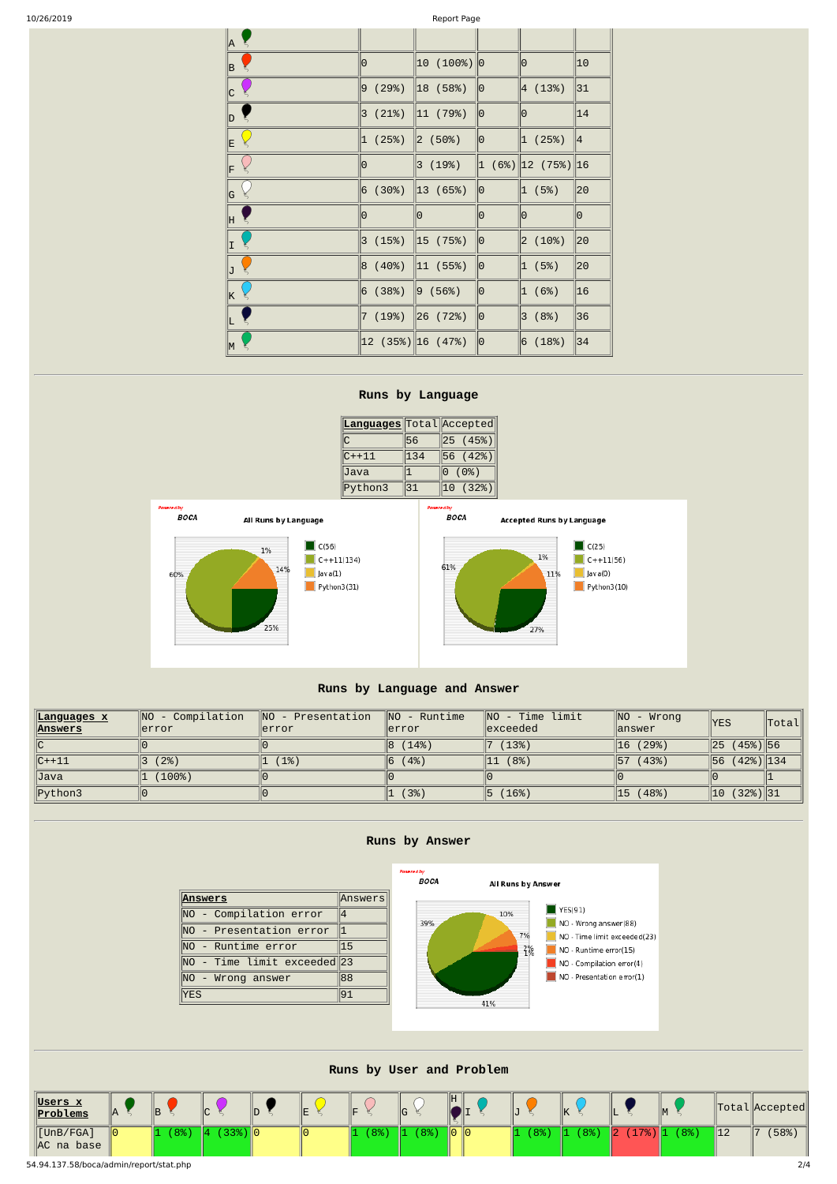| | | | | | |
|---|---|---|---|---|---|
| A | | | | | |
| B | 0 | 10 (100%) | 0 | 0 | 10 |
| C | 9 (29%) | 18 (58%) | 0 | 4 (13%) | 31 |
| D | 3 (21%) | 11 (79%) | 0 | 0 | 14 |
| E | 1 (25%) | 2 (50%) | 0 | 1 (25%) | 4 |
| F | 0 | 3 (19%) | 1 (6%) | 12 (75%) | 16 |
| G | 6 (30%) | 13 (65%) | 0 | 1 (5%) | 20 |
| H | 0 | 0 | 0 | 0 | 0 |
| I | 3 (15%) | 15 (75%) | 0 | 2 (10%) | 20 |
| J | 8 (40%) | 11 (55%) | 0 | 1 (5%) | 20 |
| K | 6 (38%) | 9 (56%) | 0 | 1 (6%) | 16 |
| L | 7 (19%) | 26 (72%) | 0 | 3 (8%) | 36 |
| M | 12 (35%) | 16 (47%) | 0 | 6 (18%) | 34 |

## Runs by Language

| Languages | Total | Accepted |
|---|---|---|
| C | 56 | 25 (45%) |
| C++11 | 134 | 56 (42%) |
| Java | 1 | 0 (0%) |
| Python3 | 31 | 10 (32%) |

Powered by BOCA — All Runs by Language: C(56) 25%, C++11(134) 60%, Java(1) 1%, Python3(31) 14%

Powered by BOCA — Accepted Runs by Language: C(25) 27%, C++11(56) 61%, Java(0), Python3(10) 11%, 1%

## Runs by Language and Answer

| Languages x Answers | NO - Compilation error | NO - Presentation error | NO - Runtime error | NO - Time limit exceeded | NO - Wrong answer | YES | Total |
|---|---|---|---|---|---|---|---|
| C | 0 | 0 | 8 (14%) | 7 (13%) | 16 (29%) | 25 (45%) | 56 |
| C++11 | 3 (2%) | 1 (1%) | 6 (4%) | 11 (8%) | 57 (43%) | 56 (42%) | 134 |
| Java | 1 (100%) | 0 | 0 | 0 | 0 | 0 | 1 |
| Python3 | 0 | 0 | 1 (3%) | 5 (16%) | 15 (48%) | 10 (32%) | 31 |

## Runs by Answer

| Answers | Answers |
|---|---|
| NO - Compilation error | 4 |
| NO - Presentation error | 1 |
| NO - Runtime error | 15 |
| NO - Time limit exceeded | 23 |
| NO - Wrong answer | 88 |
| YES | 91 |

Powered by BOCA — All Runs by Answer: YES(91) 41%, NO - Wrong answer(88) 39%, NO - Time limit exceeded(23) 10%, NO - Runtime error(15) 7%, NO - Compilation error(4) 2%, NO - Presentation error(1) 1%

## Runs by User and Problem

| Users x Problems | A | B | C | D | E | F | G | H | I | J | K | L | M | Total | Accepted |
|---|---|---|---|---|---|---|---|---|---|---|---|---|---|---|---|
| [UnB/FGA] AC na base | 0 | 1 (8%) | 4 (33%) | 0 | 0 | 1 (8%) | 1 (8%) | 0 | 0 | 1 (8%) | 1 (8%) | 2 (17%) | 1 (8%) | 12 | 7 (58%) |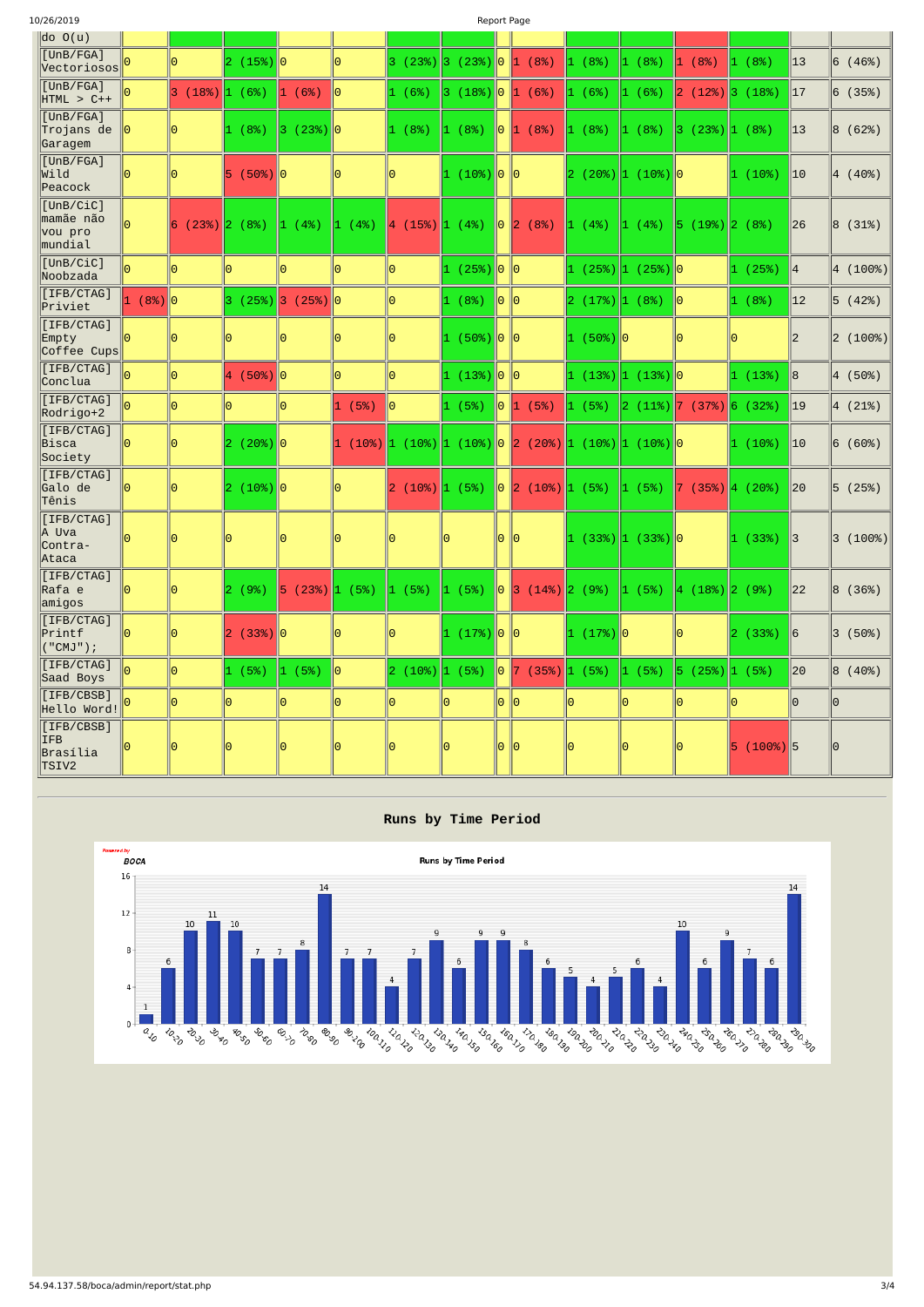| | | | | | | | | | | | | | | | |
|---|---|---|---|---|---|---|---|---|---|---|---|---|---|---|---|
| do O(u) | | | | | | | | | | | | | | | |
| [UnB/FGA] Vectoriosos | 0 | 0 | 2 (15%) | 0 | 0 | 3 (23%) | 3 (23%) | 0 | 1 (8%) | 1 (8%) | 1 (8%) | 1 (8%) | 1 (8%) | 13 | 6 (46%) |
| [UnB/FGA] HTML > C++ | 0 | 3 (18%) | 1 (6%) | 1 (6%) | 0 | 1 (6%) | 3 (18%) | 0 | 1 (6%) | 1 (6%) | 1 (6%) | 2 (12%) | 3 (18%) | 17 | 6 (35%) |
| [UnB/FGA] Trojans de Garagem | 0 | 0 | 1 (8%) | 3 (23%) | 0 | 1 (8%) | 1 (8%) | 0 | 1 (8%) | 1 (8%) | 1 (8%) | 3 (23%) | 1 (8%) | 13 | 8 (62%) |
| [UnB/FGA] Wild Peacock | 0 | 0 | 5 (50%) | 0 | 0 | 0 | 1 (10%) | 0 | 0 | 2 (20%) | 1 (10%) | 0 | 1 (10%) | 10 | 4 (40%) |
| [UnB/CiC] mamãe não vou pro mundial | 0 | 6 (23%) | 2 (8%) | 1 (4%) | 1 (4%) | 4 (15%) | 1 (4%) | 0 | 2 (8%) | 1 (4%) | 1 (4%) | 5 (19%) | 2 (8%) | 26 | 8 (31%) |
| [UnB/CiC] Noobzada | 0 | 0 | 0 | 0 | 0 | 0 | 1 (25%) | 0 | 0 | 1 (25%) | 1 (25%) | 0 | 1 (25%) | 4 | 4 (100%) |
| [IFB/CTAG] Priviet | 1 (8%) | 0 | 3 (25%) | 3 (25%) | 0 | 0 | 1 (8%) | 0 | 0 | 2 (17%) | 1 (8%) | 0 | 1 (8%) | 12 | 5 (42%) |
| [IFB/CTAG] Empty Coffee Cups | 0 | 0 | 0 | 0 | 0 | 0 | 1 (50%) | 0 | 0 | 1 (50%) | 0 | 0 | 0 | 2 | 2 (100%) |
| [IFB/CTAG] Conclua | 0 | 0 | 4 (50%) | 0 | 0 | 0 | 1 (13%) | 0 | 0 | 1 (13%) | 1 (13%) | 0 | 1 (13%) | 8 | 4 (50%) |
| [IFB/CTAG] Rodrigo+2 | 0 | 0 | 0 | 0 | 1 (5%) | 0 | 1 (5%) | 0 | 1 (5%) | 1 (5%) | 2 (11%) | 7 (37%) | 6 (32%) | 19 | 4 (21%) |
| [IFB/CTAG] Bisca Society | 0 | 0 | 2 (20%) | 0 | 1 (10%) | 1 (10%) | 1 (10%) | 0 | 2 (20%) | 1 (10%) | 1 (10%) | 0 | 1 (10%) | 10 | 6 (60%) |
| [IFB/CTAG] Galo de Tênis | 0 | 0 | 2 (10%) | 0 | 0 | 2 (10%) | 1 (5%) | 0 | 2 (10%) | 1 (5%) | 1 (5%) | 7 (35%) | 4 (20%) | 20 | 5 (25%) |
| [IFB/CTAG] A Uva Contra-Ataca | 0 | 0 | 0 | 0 | 0 | 0 | 0 | 0 | 0 | 1 (33%) | 1 (33%) | 0 | 1 (33%) | 3 | 3 (100%) |
| [IFB/CTAG] Rafa e amigos | 0 | 0 | 2 (9%) | 5 (23%) | 1 (5%) | 1 (5%) | 1 (5%) | 0 | 3 (14%) | 2 (9%) | 1 (5%) | 4 (18%) | 2 (9%) | 22 | 8 (36%) |
| [IFB/CTAG] Printf ("CMJ"); | 0 | 0 | 2 (33%) | 0 | 0 | 0 | 1 (17%) | 0 | 0 | 1 (17%) | 0 | 0 | 2 (33%) | 6 | 3 (50%) |
| [IFB/CTAG] Saad Boys | 0 | 0 | 1 (5%) | 1 (5%) | 0 | 2 (10%) | 1 (5%) | 0 | 7 (35%) | 1 (5%) | 1 (5%) | 5 (25%) | 1 (5%) | 20 | 8 (40%) |
| [IFB/CBSB] Hello Word! | 0 | 0 | 0 | 0 | 0 | 0 | 0 | 0 | 0 | 0 | 0 | 0 | 0 | 0 | 0 |
| [IFB/CBSB] IFB Brasília TSIV2 | 0 | 0 | 0 | 0 | 0 | 0 | 0 | 0 | 0 | 0 | 0 | 0 | 5 (100%) | 5 | 0 |

## Runs by Time Period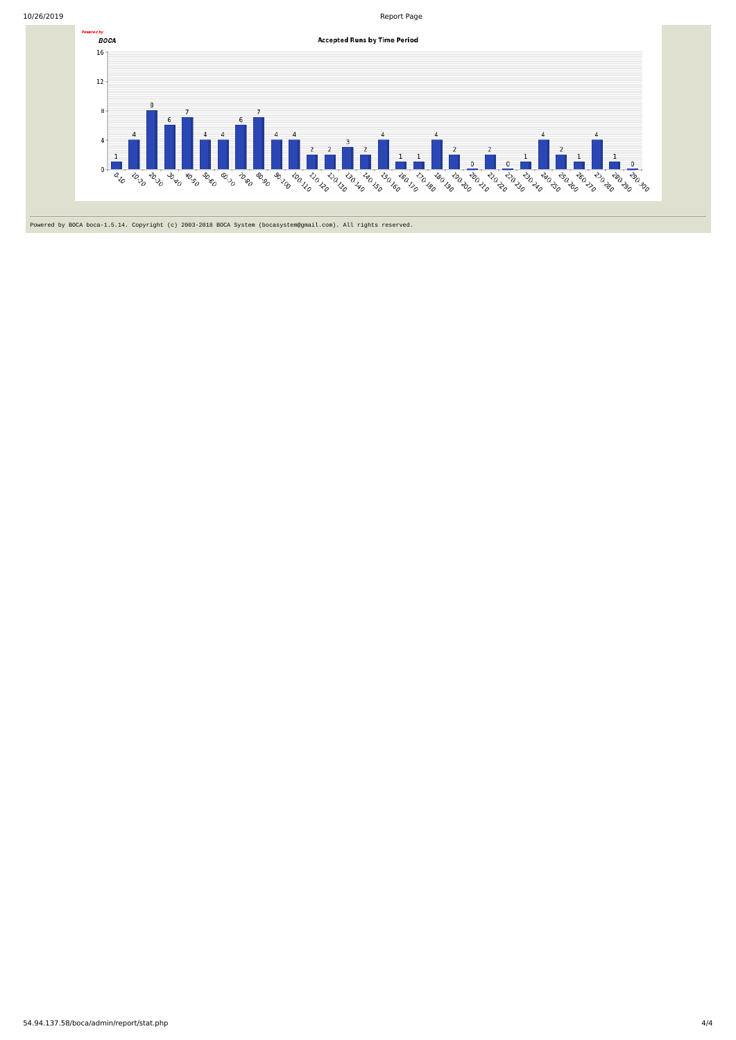Powered by

BOCA

**Accepted Runs by Time Period**

16

12

8

4

0

1 4 8 6 7 4 4 6 7 4 4 2 2 3 2 4 1 1 4 2 0 2 0 1 4 2 1 4 1 0

0-10 10-20 20-30 30-40 40-50 50-60 60-70 70-80 80-90 90-100 100-110 110-120 120-130 130-140 140-150 150-160 160-170 170-180 180-190 190-200 200-210 210-220 220-230 230-240 240-250 250-260 260-270 270-280 280-290 290-300

Powered by BOCA boca-1.5.14. Copyright (c) 2003-2018 BOCA System (bocasystem@gmail.com). All rights reserved.